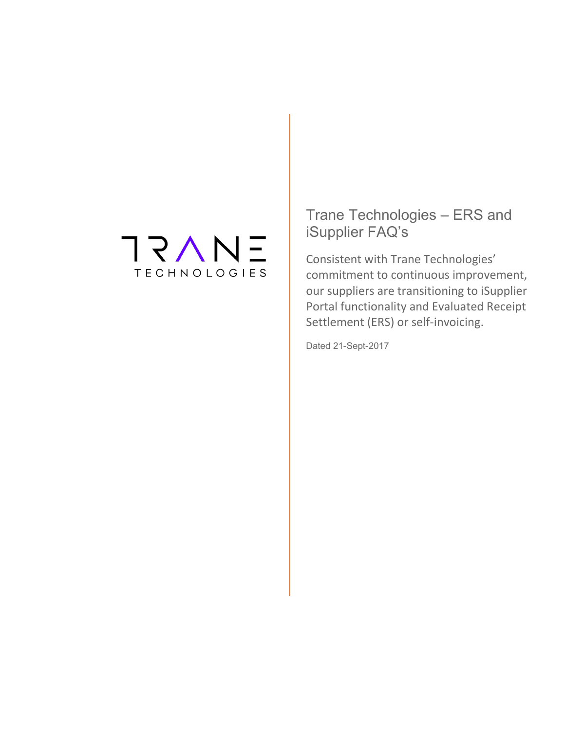TRANE
TECHNOLOGIES

# Trane Technologies – ERS and iSupplier FAQ's

Consistent with Trane Technologies' commitment to continuous improvement, our suppliers are transitioning to iSupplier Portal functionality and Evaluated Receipt Settlement (ERS) or self-invoicing.

Dated 21-Sept-2017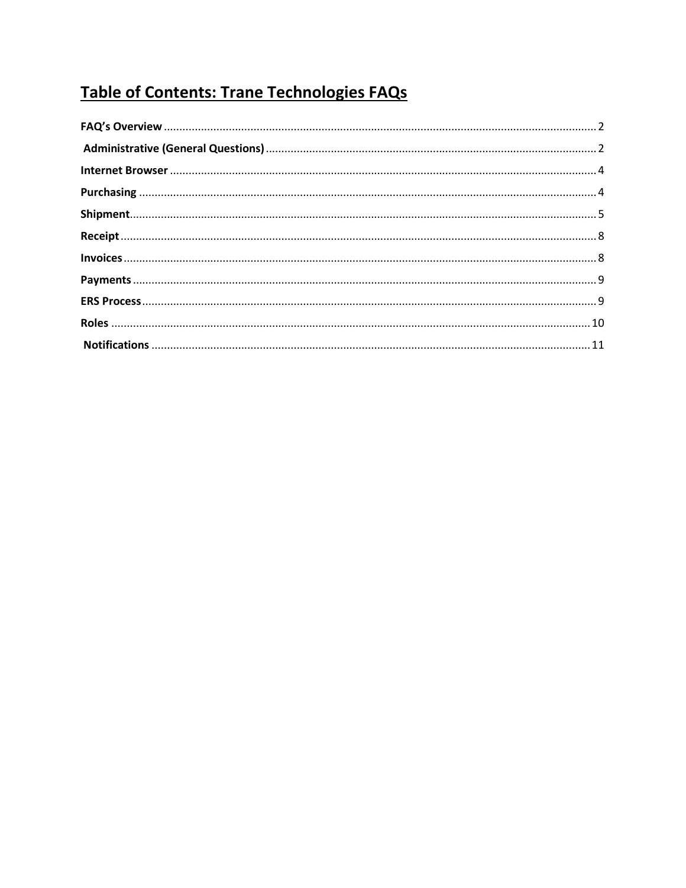# Table of Contents: Trane Technologies FAQs

**FAQ's Overview** .......... 2

**Administrative (General Questions)** .......... 2

**Internet Browser** .......... 4

**Purchasing** .......... 4

**Shipment** .......... 5

**Receipt** .......... 8

**Invoices** .......... 8

**Payments** .......... 9

**ERS Process** .......... 9

**Roles** .......... 10

**Notifications** .......... 11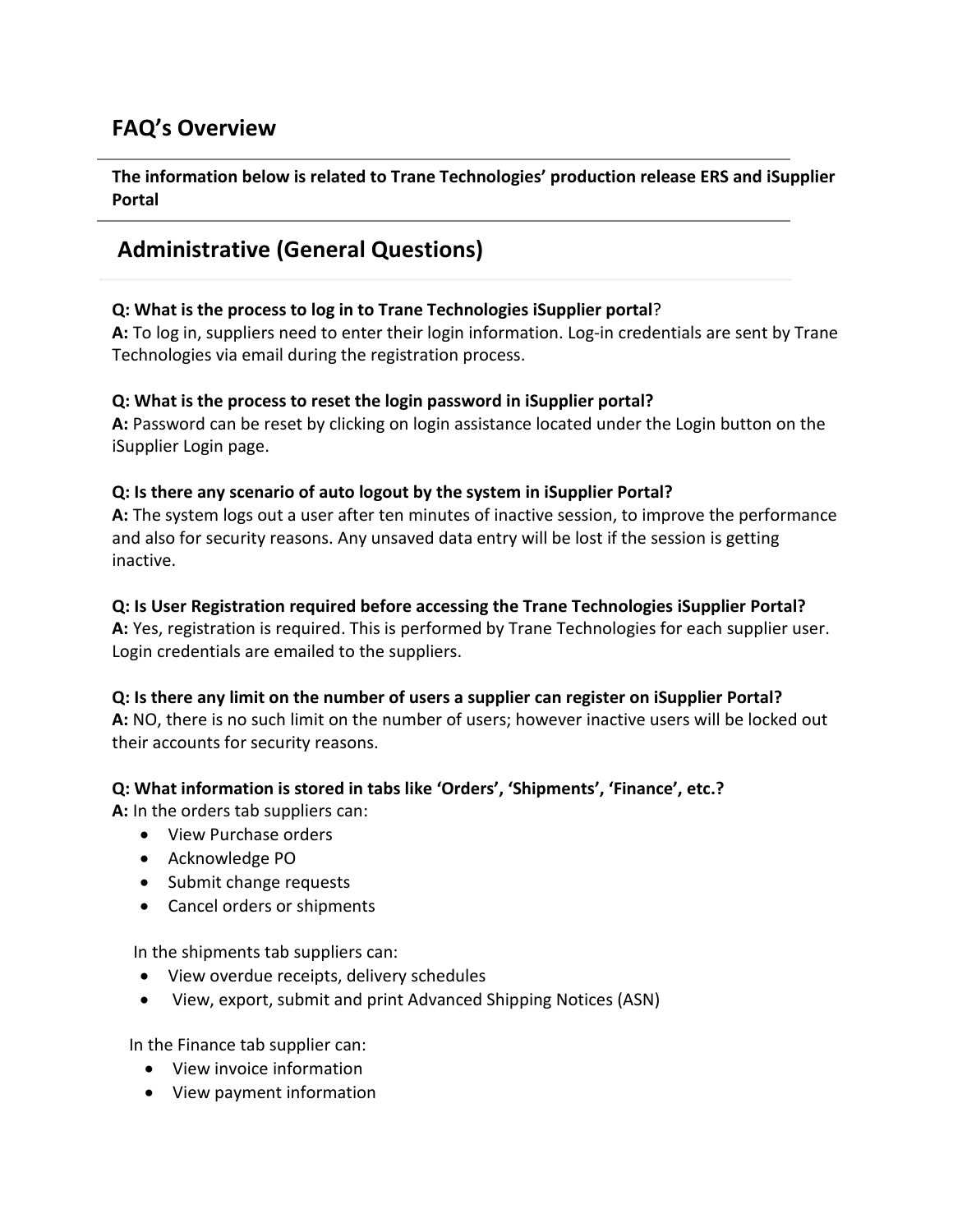# FAQ's Overview

**The information below is related to Trane Technologies' production release ERS and iSupplier Portal**

## Administrative (General Questions)

**Q: What is the process to log in to Trane Technologies iSupplier portal**?
**A:** To log in, suppliers need to enter their login information. Log-in credentials are sent by Trane Technologies via email during the registration process.

**Q: What is the process to reset the login password in iSupplier portal?**
**A:** Password can be reset by clicking on login assistance located under the Login button on the iSupplier Login page.

**Q: Is there any scenario of auto logout by the system in iSupplier Portal?**
**A:** The system logs out a user after ten minutes of inactive session, to improve the performance and also for security reasons. Any unsaved data entry will be lost if the session is getting inactive.

**Q: Is User Registration required before accessing the Trane Technologies iSupplier Portal?**
**A:** Yes, registration is required. This is performed by Trane Technologies for each supplier user. Login credentials are emailed to the suppliers.

**Q: Is there any limit on the number of users a supplier can register on iSupplier Portal?**
**A:** NO, there is no such limit on the number of users; however inactive users will be locked out their accounts for security reasons.

**Q: What information is stored in tabs like 'Orders', 'Shipments', 'Finance', etc.?**
**A:** In the orders tab suppliers can:

- View Purchase orders
- Acknowledge PO
- Submit change requests
- Cancel orders or shipments

In the shipments tab suppliers can:

- View overdue receipts, delivery schedules
- View, export, submit and print Advanced Shipping Notices (ASN)

In the Finance tab supplier can:

- View invoice information
- View payment information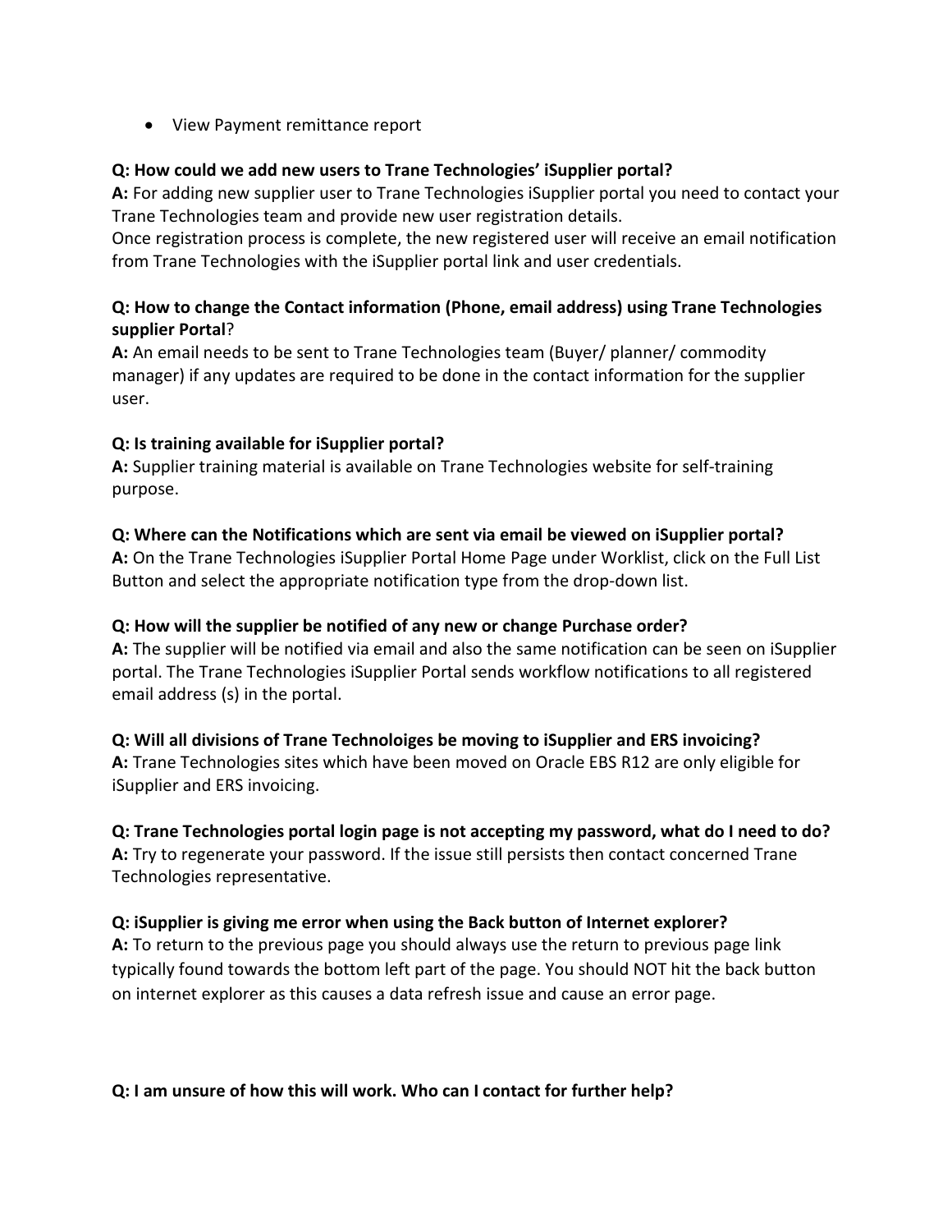- View Payment remittance report

**Q: How could we add new users to Trane Technologies' iSupplier portal?**
**A:** For adding new supplier user to Trane Technologies iSupplier portal you need to contact your Trane Technologies team and provide new user registration details.
Once registration process is complete, the new registered user will receive an email notification from Trane Technologies with the iSupplier portal link and user credentials.

**Q: How to change the Contact information (Phone, email address) using Trane Technologies supplier Portal**?
**A:** An email needs to be sent to Trane Technologies team (Buyer/ planner/ commodity manager) if any updates are required to be done in the contact information for the supplier user.

**Q: Is training available for iSupplier portal?**
**A:** Supplier training material is available on Trane Technologies website for self-training purpose.

**Q: Where can the Notifications which are sent via email be viewed on iSupplier portal?**
**A:** On the Trane Technologies iSupplier Portal Home Page under Worklist, click on the Full List Button and select the appropriate notification type from the drop-down list.

**Q: How will the supplier be notified of any new or change Purchase order?**
**A:** The supplier will be notified via email and also the same notification can be seen on iSupplier portal. The Trane Technologies iSupplier Portal sends workflow notifications to all registered email address (s) in the portal.

**Q: Will all divisions of Trane Technoloiges be moving to iSupplier and ERS invoicing?**
**A:** Trane Technologies sites which have been moved on Oracle EBS R12 are only eligible for iSupplier and ERS invoicing.

**Q: Trane Technologies portal login page is not accepting my password, what do I need to do?**
**A:** Try to regenerate your password. If the issue still persists then contact concerned Trane Technologies representative.

**Q: iSupplier is giving me error when using the Back button of Internet explorer?**
**A:** To return to the previous page you should always use the return to previous page link typically found towards the bottom left part of the page. You should NOT hit the back button on internet explorer as this causes a data refresh issue and cause an error page.

**Q: I am unsure of how this will work. Who can I contact for further help?**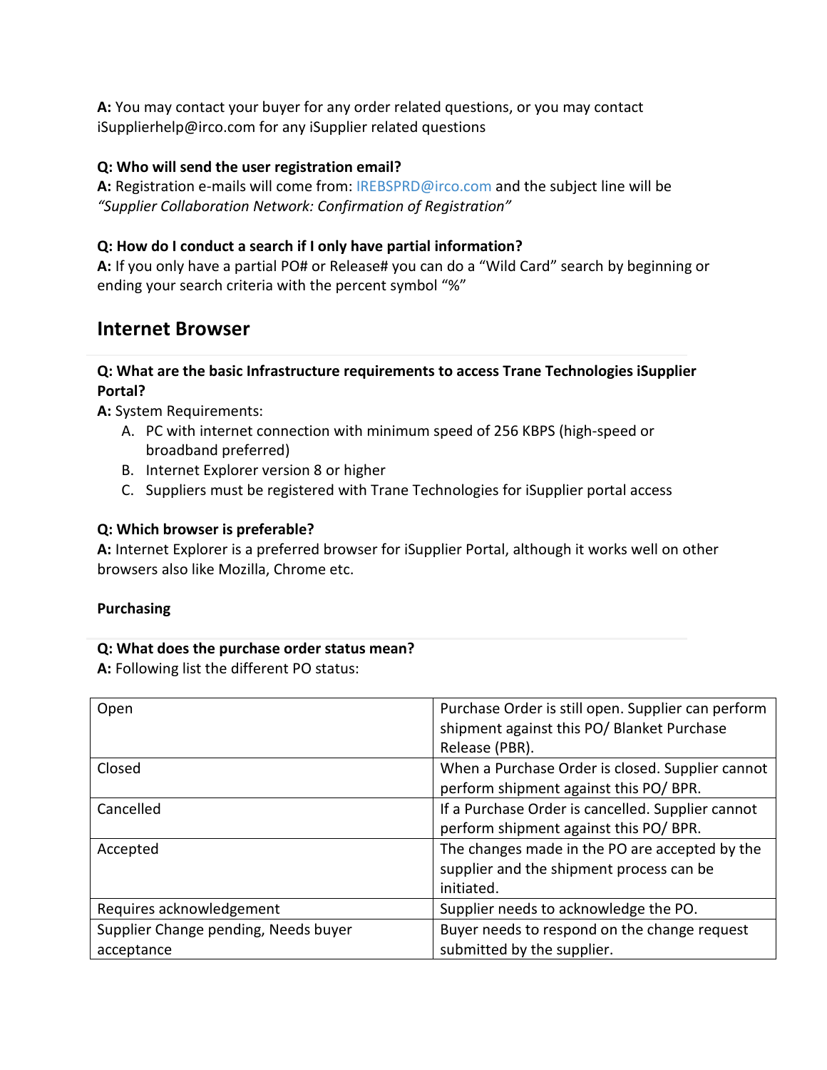**A:** You may contact your buyer for any order related questions, or you may contact iSupplierhelp@irco.com for any iSupplier related questions

**Q: Who will send the user registration email?**
**A:** Registration e-mails will come from: IREBSPRD@irco.com and the subject line will be *"Supplier Collaboration Network: Confirmation of Registration"*

**Q: How do I conduct a search if I only have partial information?**
**A:** If you only have a partial PO# or Release# you can do a "Wild Card" search by beginning or ending your search criteria with the percent symbol "%"

## Internet Browser

**Q: What are the basic Infrastructure requirements to access Trane Technologies iSupplier Portal?**
**A:** System Requirements:

A. PC with internet connection with minimum speed of 256 KBPS (high-speed or broadband preferred)
B. Internet Explorer version 8 or higher
C. Suppliers must be registered with Trane Technologies for iSupplier portal access

**Q: Which browser is preferable?**
**A:** Internet Explorer is a preferred browser for iSupplier Portal, although it works well on other browsers also like Mozilla, Chrome etc.

**Purchasing**

**Q: What does the purchase order status mean?**
**A:** Following list the different PO status:

| | |
|---|---|
| Open | Purchase Order is still open. Supplier can perform shipment against this PO/ Blanket Purchase Release (PBR). |
| Closed | When a Purchase Order is closed. Supplier cannot perform shipment against this PO/ BPR. |
| Cancelled | If a Purchase Order is cancelled. Supplier cannot perform shipment against this PO/ BPR. |
| Accepted | The changes made in the PO are accepted by the supplier and the shipment process can be initiated. |
| Requires acknowledgement | Supplier needs to acknowledge the PO. |
| Supplier Change pending, Needs buyer acceptance | Buyer needs to respond on the change request submitted by the supplier. |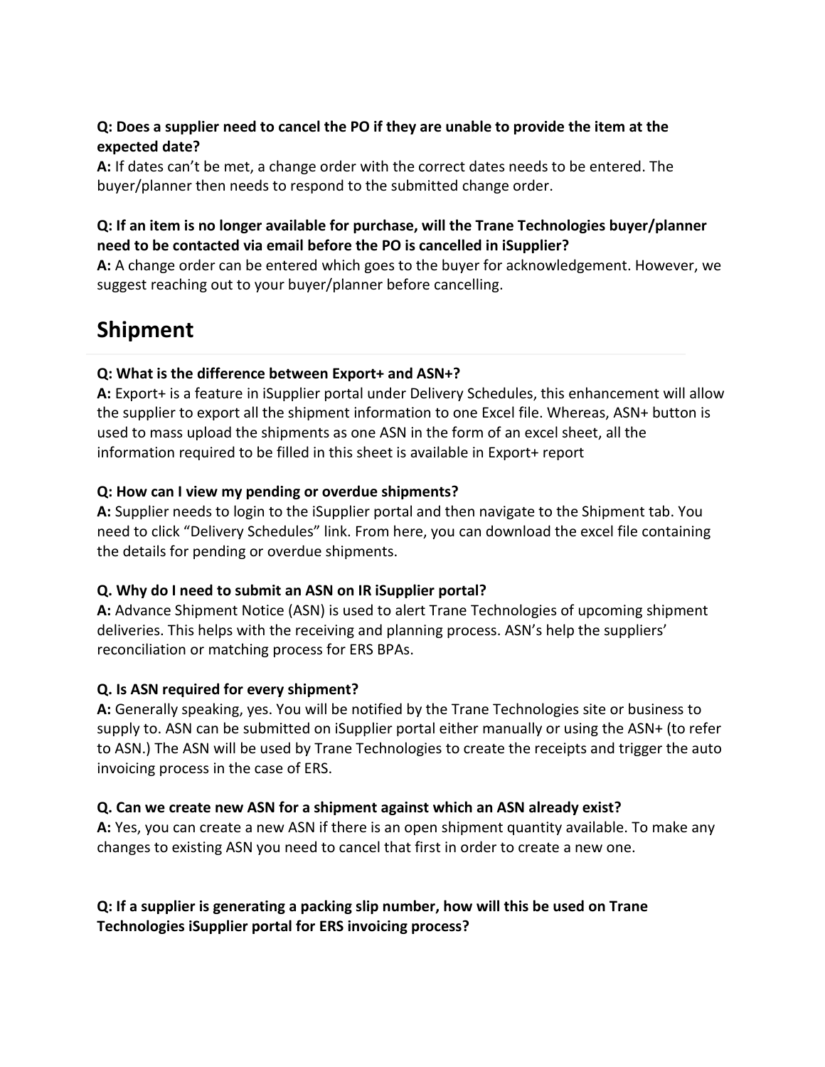**Q: Does a supplier need to cancel the PO if they are unable to provide the item at the expected date?**
**A:** If dates can't be met, a change order with the correct dates needs to be entered. The buyer/planner then needs to respond to the submitted change order.

**Q: If an item is no longer available for purchase, will the Trane Technologies buyer/planner need to be contacted via email before the PO is cancelled in iSupplier?**
**A:** A change order can be entered which goes to the buyer for acknowledgement. However, we suggest reaching out to your buyer/planner before cancelling.

## Shipment

**Q: What is the difference between Export+ and ASN+?**
**A:** Export+ is a feature in iSupplier portal under Delivery Schedules, this enhancement will allow the supplier to export all the shipment information to one Excel file. Whereas, ASN+ button is used to mass upload the shipments as one ASN in the form of an excel sheet, all the information required to be filled in this sheet is available in Export+ report

**Q: How can I view my pending or overdue shipments?**
**A:** Supplier needs to login to the iSupplier portal and then navigate to the Shipment tab. You need to click "Delivery Schedules" link. From here, you can download the excel file containing the details for pending or overdue shipments.

**Q. Why do I need to submit an ASN on IR iSupplier portal?**
**A:** Advance Shipment Notice (ASN) is used to alert Trane Technologies of upcoming shipment deliveries. This helps with the receiving and planning process. ASN's help the suppliers' reconciliation or matching process for ERS BPAs.

**Q. Is ASN required for every shipment?**
**A:** Generally speaking, yes. You will be notified by the Trane Technologies site or business to supply to. ASN can be submitted on iSupplier portal either manually or using the ASN+ (to refer to ASN.) The ASN will be used by Trane Technologies to create the receipts and trigger the auto invoicing process in the case of ERS.

**Q. Can we create new ASN for a shipment against which an ASN already exist?**
**A:** Yes, you can create a new ASN if there is an open shipment quantity available. To make any changes to existing ASN you need to cancel that first in order to create a new one.

**Q: If a supplier is generating a packing slip number, how will this be used on Trane Technologies iSupplier portal for ERS invoicing process?**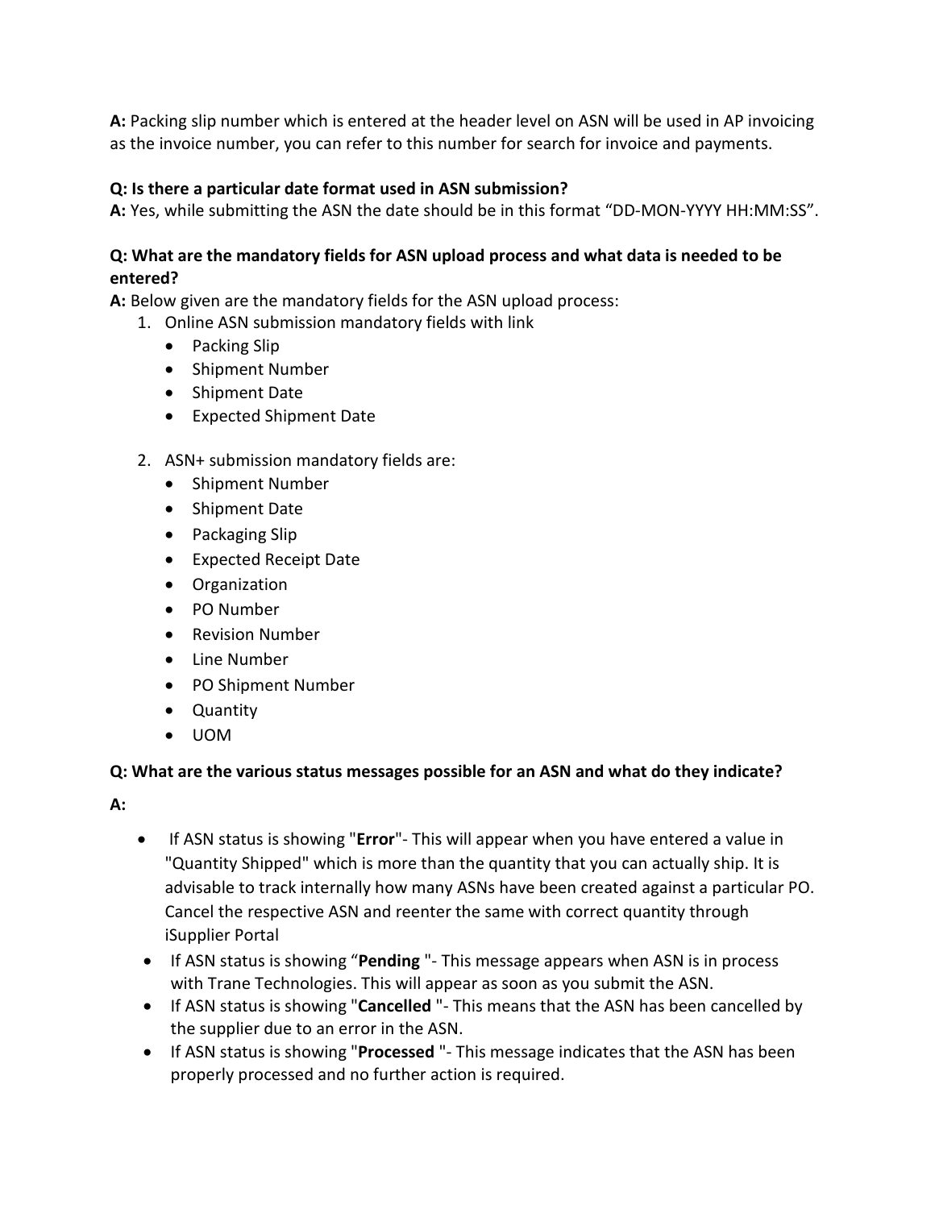**A:** Packing slip number which is entered at the header level on ASN will be used in AP invoicing as the invoice number, you can refer to this number for search for invoice and payments.

**Q: Is there a particular date format used in ASN submission?**
**A:** Yes, while submitting the ASN the date should be in this format "DD-MON-YYYY HH:MM:SS".

**Q: What are the mandatory fields for ASN upload process and what data is needed to be entered?**
**A:** Below given are the mandatory fields for the ASN upload process:

1. Online ASN submission mandatory fields with link
   - Packing Slip
   - Shipment Number
   - Shipment Date
   - Expected Shipment Date

2. ASN+ submission mandatory fields are:
   - Shipment Number
   - Shipment Date
   - Packaging Slip
   - Expected Receipt Date
   - Organization
   - PO Number
   - Revision Number
   - Line Number
   - PO Shipment Number
   - Quantity
   - UOM

**Q: What are the various status messages possible for an ASN and what do they indicate?**

**A:**

- If ASN status is showing "**Error**"- This will appear when you have entered a value in "Quantity Shipped" which is more than the quantity that you can actually ship. It is advisable to track internally how many ASNs have been created against a particular PO. Cancel the respective ASN and reenter the same with correct quantity through iSupplier Portal
- If ASN status is showing "**Pending** "- This message appears when ASN is in process with Trane Technologies. This will appear as soon as you submit the ASN.
- If ASN status is showing "**Cancelled** "- This means that the ASN has been cancelled by the supplier due to an error in the ASN.
- If ASN status is showing "**Processed** "- This message indicates that the ASN has been properly processed and no further action is required.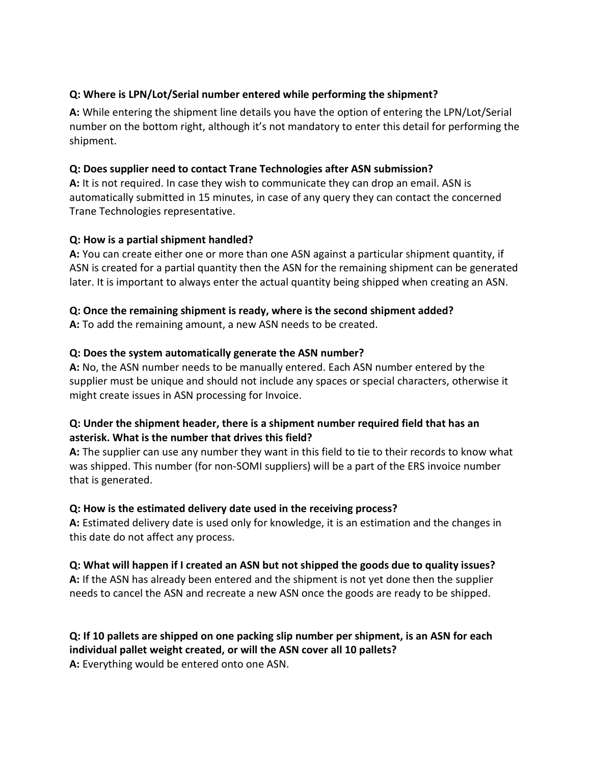**Q: Where is LPN/Lot/Serial number entered while performing the shipment?**

**A:** While entering the shipment line details you have the option of entering the LPN/Lot/Serial number on the bottom right, although it's not mandatory to enter this detail for performing the shipment.

**Q: Does supplier need to contact Trane Technologies after ASN submission?**
**A:** It is not required. In case they wish to communicate they can drop an email. ASN is automatically submitted in 15 minutes, in case of any query they can contact the concerned Trane Technologies representative.

**Q: How is a partial shipment handled?**
**A:** You can create either one or more than one ASN against a particular shipment quantity, if ASN is created for a partial quantity then the ASN for the remaining shipment can be generated later. It is important to always enter the actual quantity being shipped when creating an ASN.

**Q: Once the remaining shipment is ready, where is the second shipment added?**
**A:** To add the remaining amount, a new ASN needs to be created.

**Q: Does the system automatically generate the ASN number?**
**A:** No, the ASN number needs to be manually entered. Each ASN number entered by the supplier must be unique and should not include any spaces or special characters, otherwise it might create issues in ASN processing for Invoice.

**Q: Under the shipment header, there is a shipment number required field that has an asterisk. What is the number that drives this field?**
**A:** The supplier can use any number they want in this field to tie to their records to know what was shipped. This number (for non-SOMI suppliers) will be a part of the ERS invoice number that is generated.

**Q: How is the estimated delivery date used in the receiving process?**
**A:** Estimated delivery date is used only for knowledge, it is an estimation and the changes in this date do not affect any process.

**Q: What will happen if I created an ASN but not shipped the goods due to quality issues?**
**A:** If the ASN has already been entered and the shipment is not yet done then the supplier needs to cancel the ASN and recreate a new ASN once the goods are ready to be shipped.

**Q: If 10 pallets are shipped on one packing slip number per shipment, is an ASN for each individual pallet weight created, or will the ASN cover all 10 pallets?**
**A:** Everything would be entered onto one ASN.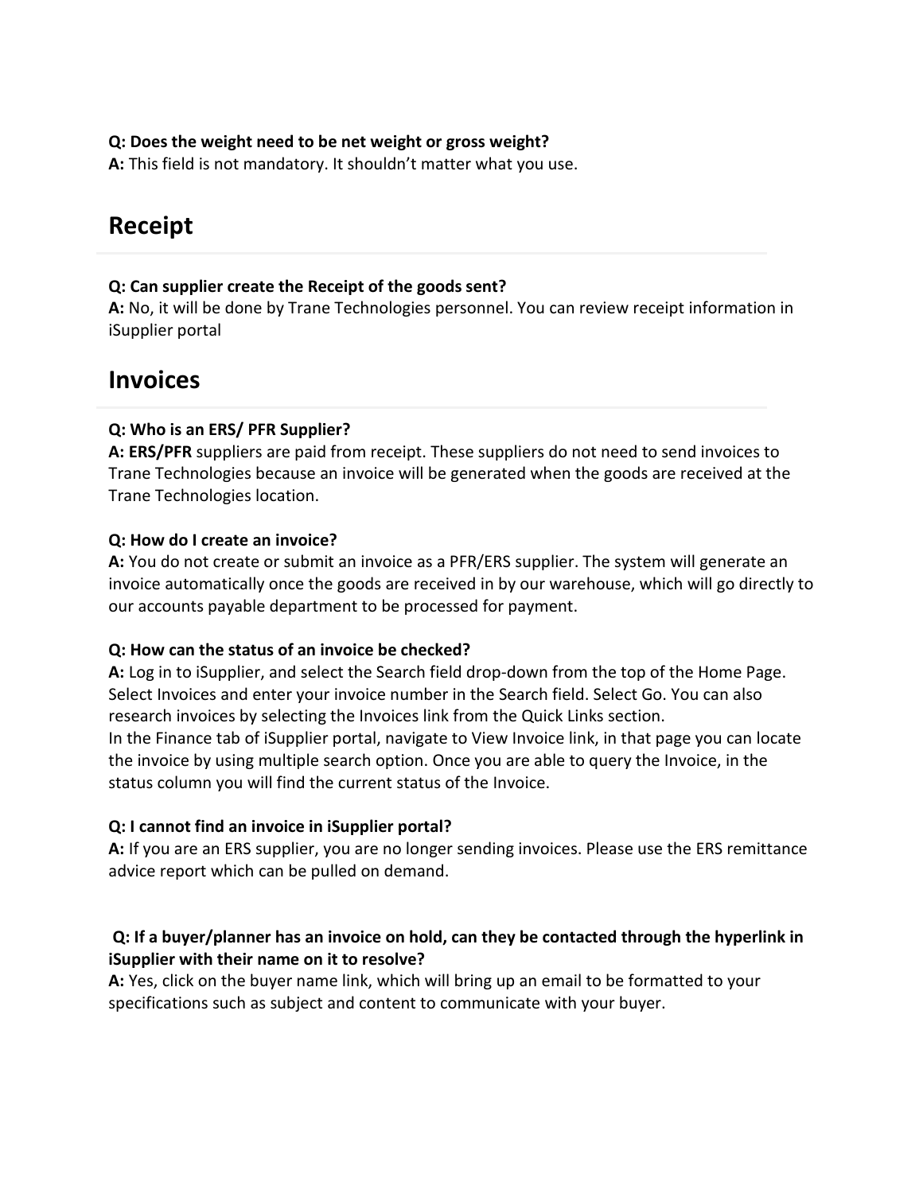**Q: Does the weight need to be net weight or gross weight?**
**A:** This field is not mandatory. It shouldn't matter what you use.

## Receipt

**Q: Can supplier create the Receipt of the goods sent?**
**A:** No, it will be done by Trane Technologies personnel. You can review receipt information in iSupplier portal

## Invoices

**Q: Who is an ERS/ PFR Supplier?**
**A: ERS/PFR** suppliers are paid from receipt. These suppliers do not need to send invoices to Trane Technologies because an invoice will be generated when the goods are received at the Trane Technologies location.

**Q: How do I create an invoice?**
**A:** You do not create or submit an invoice as a PFR/ERS supplier. The system will generate an invoice automatically once the goods are received in by our warehouse, which will go directly to our accounts payable department to be processed for payment.

**Q: How can the status of an invoice be checked?**
**A:** Log in to iSupplier, and select the Search field drop-down from the top of the Home Page. Select Invoices and enter your invoice number in the Search field. Select Go. You can also research invoices by selecting the Invoices link from the Quick Links section.
In the Finance tab of iSupplier portal, navigate to View Invoice link, in that page you can locate the invoice by using multiple search option. Once you are able to query the Invoice, in the status column you will find the current status of the Invoice.

**Q: I cannot find an invoice in iSupplier portal?**
**A:** If you are an ERS supplier, you are no longer sending invoices. Please use the ERS remittance advice report which can be pulled on demand.

**Q: If a buyer/planner has an invoice on hold, can they be contacted through the hyperlink in iSupplier with their name on it to resolve?**
**A:** Yes, click on the buyer name link, which will bring up an email to be formatted to your specifications such as subject and content to communicate with your buyer.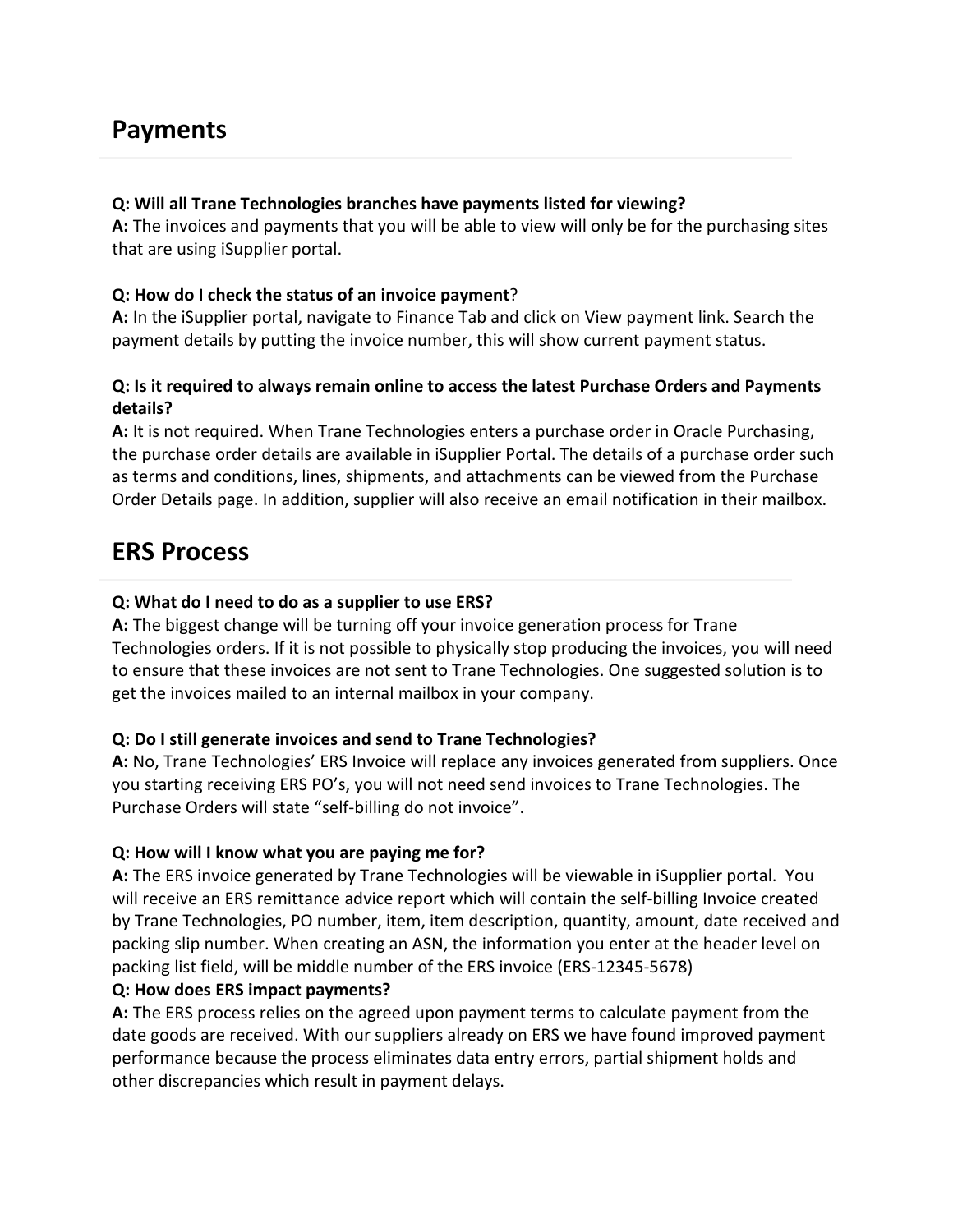## Payments

**Q: Will all Trane Technologies branches have payments listed for viewing?**
**A:** The invoices and payments that you will be able to view will only be for the purchasing sites that are using iSupplier portal.

**Q: How do I check the status of an invoice payment**?
**A:** In the iSupplier portal, navigate to Finance Tab and click on View payment link. Search the payment details by putting the invoice number, this will show current payment status.

**Q: Is it required to always remain online to access the latest Purchase Orders and Payments details?**
**A:** It is not required. When Trane Technologies enters a purchase order in Oracle Purchasing, the purchase order details are available in iSupplier Portal. The details of a purchase order such as terms and conditions, lines, shipments, and attachments can be viewed from the Purchase Order Details page. In addition, supplier will also receive an email notification in their mailbox.

## ERS Process

**Q: What do I need to do as a supplier to use ERS?**
**A:** The biggest change will be turning off your invoice generation process for Trane Technologies orders. If it is not possible to physically stop producing the invoices, you will need to ensure that these invoices are not sent to Trane Technologies. One suggested solution is to get the invoices mailed to an internal mailbox in your company.

**Q: Do I still generate invoices and send to Trane Technologies?**
**A:** No, Trane Technologies' ERS Invoice will replace any invoices generated from suppliers. Once you starting receiving ERS PO's, you will not need send invoices to Trane Technologies. The Purchase Orders will state "self-billing do not invoice".

**Q: How will I know what you are paying me for?**
**A:** The ERS invoice generated by Trane Technologies will be viewable in iSupplier portal. You will receive an ERS remittance advice report which will contain the self-billing Invoice created by Trane Technologies, PO number, item, item description, quantity, amount, date received and packing slip number. When creating an ASN, the information you enter at the header level on packing list field, will be middle number of the ERS invoice (ERS-12345-5678)

**Q: How does ERS impact payments?**
**A:** The ERS process relies on the agreed upon payment terms to calculate payment from the date goods are received. With our suppliers already on ERS we have found improved payment performance because the process eliminates data entry errors, partial shipment holds and other discrepancies which result in payment delays.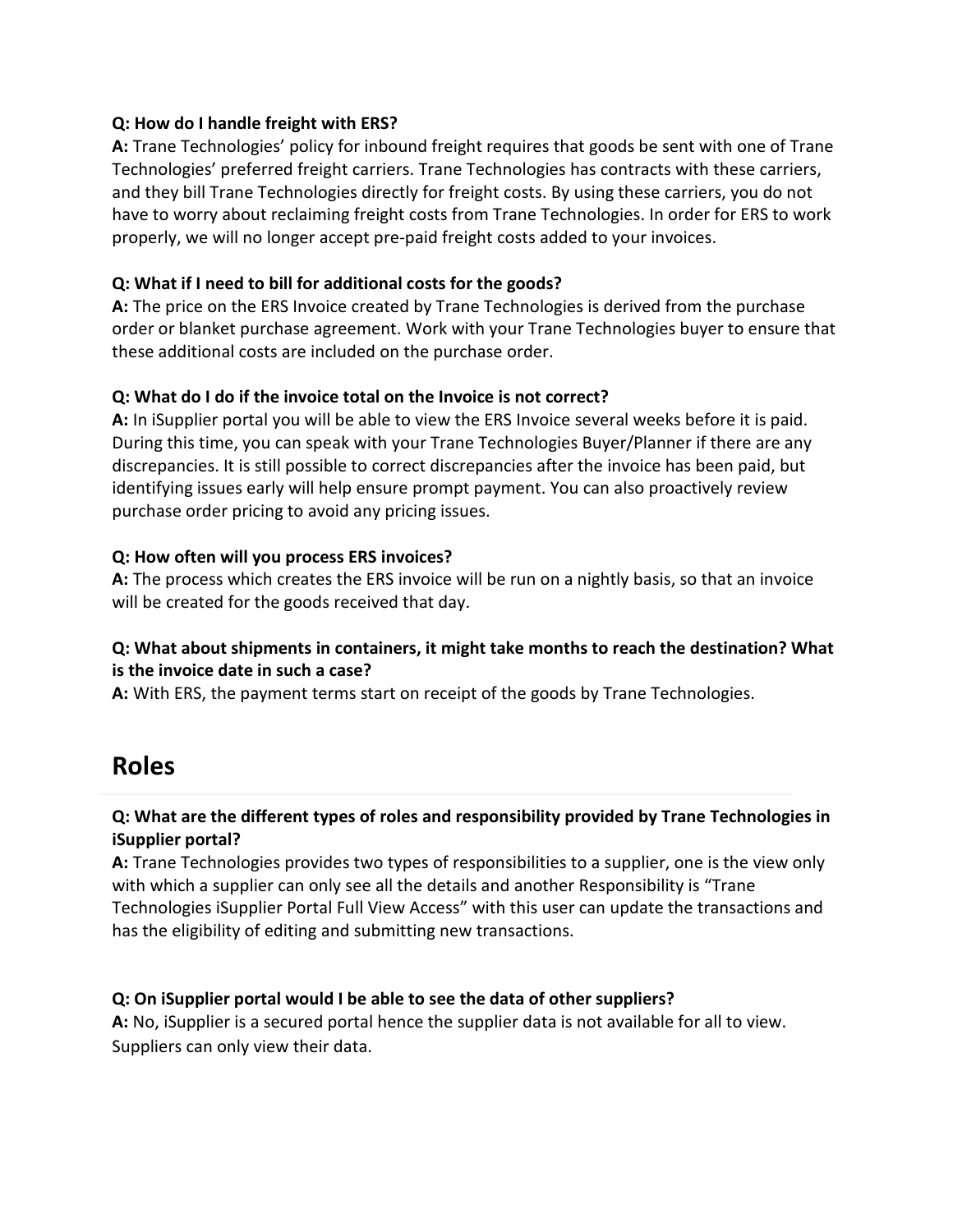**Q: How do I handle freight with ERS?**
**A:** Trane Technologies' policy for inbound freight requires that goods be sent with one of Trane Technologies' preferred freight carriers. Trane Technologies has contracts with these carriers, and they bill Trane Technologies directly for freight costs. By using these carriers, you do not have to worry about reclaiming freight costs from Trane Technologies. In order for ERS to work properly, we will no longer accept pre-paid freight costs added to your invoices.

**Q: What if I need to bill for additional costs for the goods?**
**A:** The price on the ERS Invoice created by Trane Technologies is derived from the purchase order or blanket purchase agreement. Work with your Trane Technologies buyer to ensure that these additional costs are included on the purchase order.

**Q: What do I do if the invoice total on the Invoice is not correct?**
**A:** In iSupplier portal you will be able to view the ERS Invoice several weeks before it is paid. During this time, you can speak with your Trane Technologies Buyer/Planner if there are any discrepancies. It is still possible to correct discrepancies after the invoice has been paid, but identifying issues early will help ensure prompt payment. You can also proactively review purchase order pricing to avoid any pricing issues.

**Q: How often will you process ERS invoices?**
**A:** The process which creates the ERS invoice will be run on a nightly basis, so that an invoice will be created for the goods received that day.

**Q: What about shipments in containers, it might take months to reach the destination? What is the invoice date in such a case?**
**A:** With ERS, the payment terms start on receipt of the goods by Trane Technologies.

## Roles

**Q: What are the different types of roles and responsibility provided by Trane Technologies in iSupplier portal?**
**A:** Trane Technologies provides two types of responsibilities to a supplier, one is the view only with which a supplier can only see all the details and another Responsibility is "Trane Technologies iSupplier Portal Full View Access" with this user can update the transactions and has the eligibility of editing and submitting new transactions.

**Q: On iSupplier portal would I be able to see the data of other suppliers?**
**A:** No, iSupplier is a secured portal hence the supplier data is not available for all to view. Suppliers can only view their data.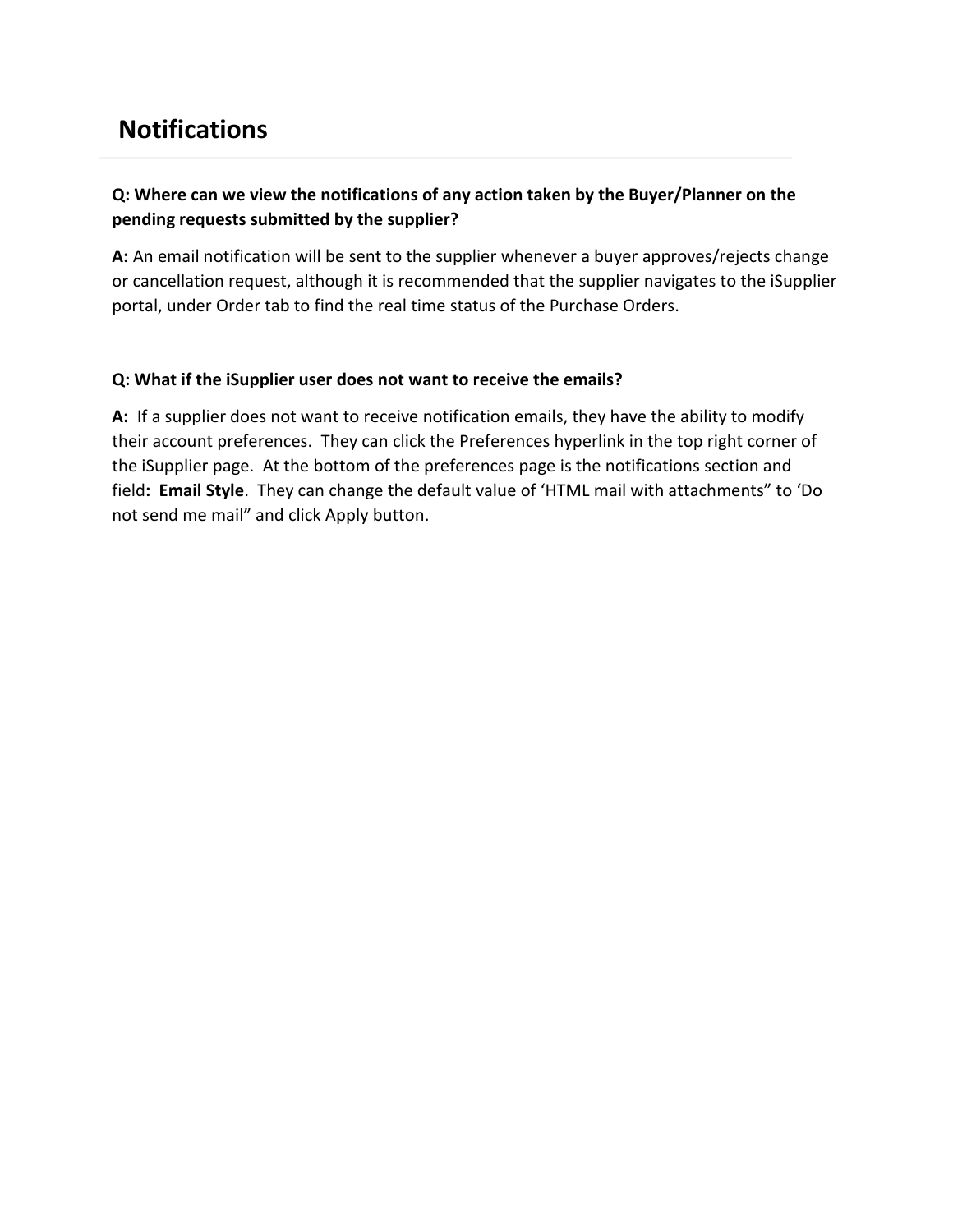# Notifications

**Q: Where can we view the notifications of any action taken by the Buyer/Planner on the pending requests submitted by the supplier?**

**A:** An email notification will be sent to the supplier whenever a buyer approves/rejects change or cancellation request, although it is recommended that the supplier navigates to the iSupplier portal, under Order tab to find the real time status of the Purchase Orders.

**Q: What if the iSupplier user does not want to receive the emails?**

**A:** If a supplier does not want to receive notification emails, they have the ability to modify their account preferences. They can click the Preferences hyperlink in the top right corner of the iSupplier page. At the bottom of the preferences page is the notifications section and field**: Email Style**. They can change the default value of 'HTML mail with attachments" to 'Do not send me mail" and click Apply button.